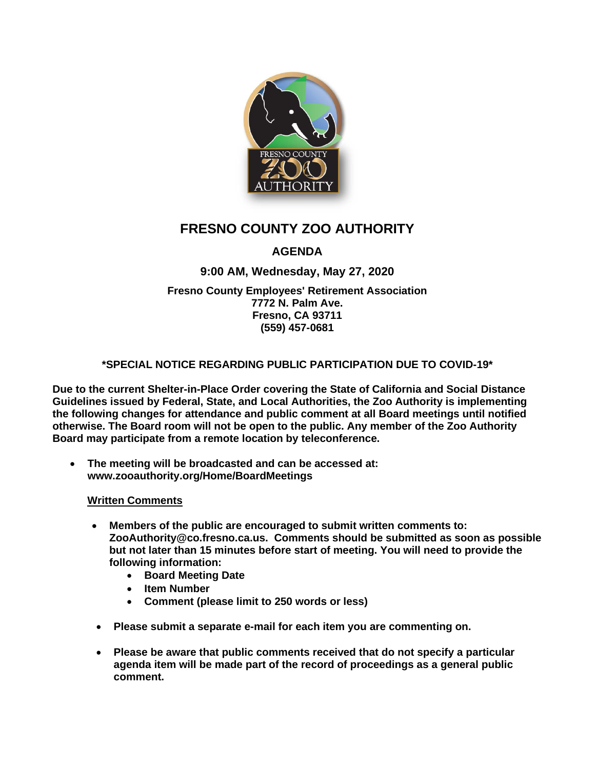# FRESNO COUNTY ZOO AUTHORITY

## AGENDA

**9:00 AM, Wednesday, May 27, 2020**

**Fresno County Employees' Retirement Association**
**7772 N. Palm Ave.**
**Fresno, CA 93711**
**(559) 457-0681**

### *SPECIAL NOTICE REGARDING PUBLIC PARTICIPATION DUE TO COVID-19*

**Due to the current Shelter-in-Place Order covering the State of California and Social Distance Guidelines issued by Federal, State, and Local Authorities, the Zoo Authority is implementing the following changes for attendance and public comment at all Board meetings until notified otherwise. The Board room will not be open to the public. Any member of the Zoo Authority Board may participate from a remote location by teleconference.**

- **The meeting will be broadcasted and can be accessed at: www.zooauthority.org/Home/BoardMeetings**

  **Written Comments**

  - **Members of the public are encouraged to submit written comments to: ZooAuthority@co.fresno.ca.us. Comments should be submitted as soon as possible but not later than 15 minutes before start of meeting. You will need to provide the following information:**
    - **Board Meeting Date**
    - **Item Number**
    - **Comment (please limit to 250 words or less)**
  - **Please submit a separate e-mail for each item you are commenting on.**
  - **Please be aware that public comments received that do not specify a particular agenda item will be made part of the record of proceedings as a general public comment.**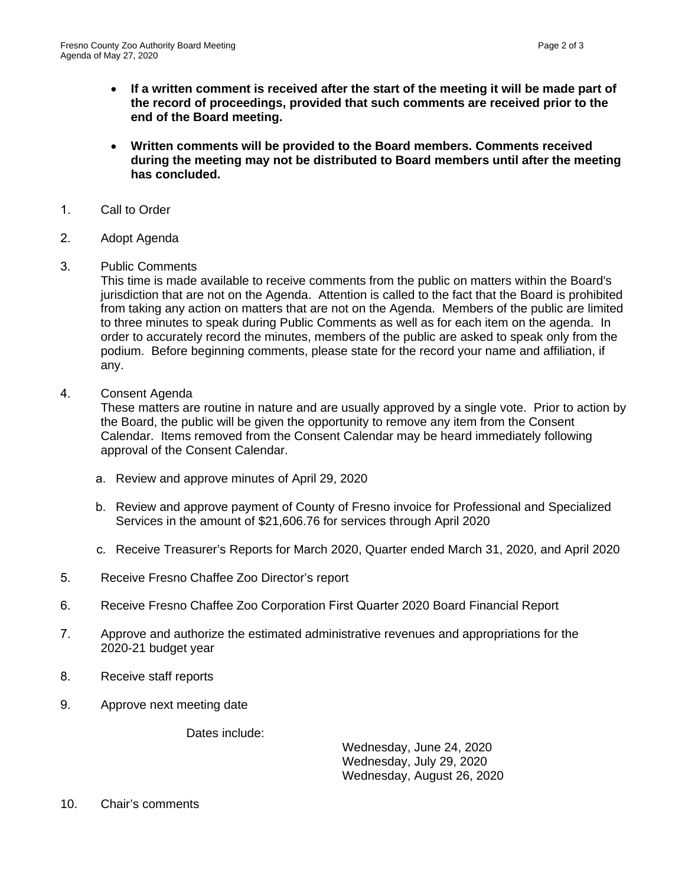- **If a written comment is received after the start of the meeting it will be made part of the record of proceedings, provided that such comments are received prior to the end of the Board meeting.**

- **Written comments will be provided to the Board members. Comments received during the meeting may not be distributed to Board members until after the meeting has concluded.**

1. Call to Order

2. Adopt Agenda

3. Public Comments
   This time is made available to receive comments from the public on matters within the Board's jurisdiction that are not on the Agenda. Attention is called to the fact that the Board is prohibited from taking any action on matters that are not on the Agenda. Members of the public are limited to three minutes to speak during Public Comments as well as for each item on the agenda. In order to accurately record the minutes, members of the public are asked to speak only from the podium. Before beginning comments, please state for the record your name and affiliation, if any.

4. Consent Agenda
   These matters are routine in nature and are usually approved by a single vote. Prior to action by the Board, the public will be given the opportunity to remove any item from the Consent Calendar. Items removed from the Consent Calendar may be heard immediately following approval of the Consent Calendar.

   a. Review and approve minutes of April 29, 2020

   b. Review and approve payment of County of Fresno invoice for Professional and Specialized Services in the amount of $21,606.76 for services through April 2020

   c. Receive Treasurer's Reports for March 2020, Quarter ended March 31, 2020, and April 2020

5. Receive Fresno Chaffee Zoo Director's report

6. Receive Fresno Chaffee Zoo Corporation First Quarter 2020 Board Financial Report

7. Approve and authorize the estimated administrative revenues and appropriations for the 2020-21 budget year

8. Receive staff reports

9. Approve next meeting date

   Dates include:

   Wednesday, June 24, 2020
   Wednesday, July 29, 2020
   Wednesday, August 26, 2020

10. Chair's comments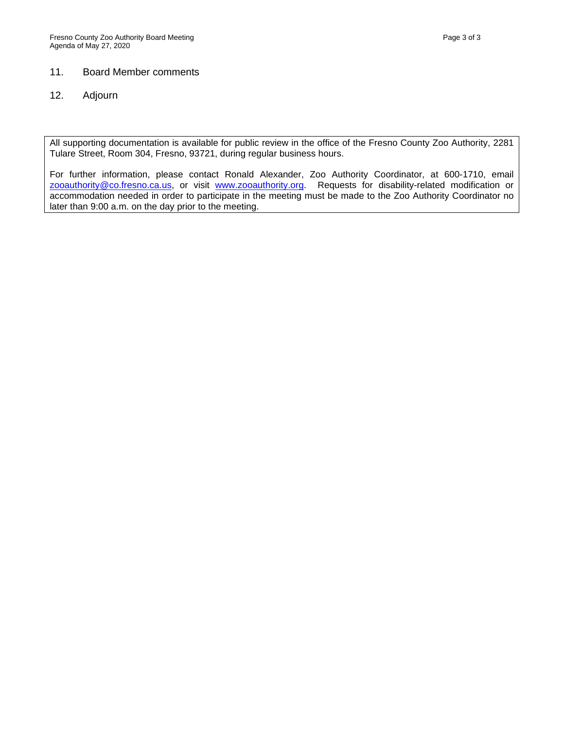11. Board Member comments

12. Adjourn

All supporting documentation is available for public review in the office of the Fresno County Zoo Authority, 2281 Tulare Street, Room 304, Fresno, 93721, during regular business hours.

For further information, please contact Ronald Alexander, Zoo Authority Coordinator, at 600-1710, email zooauthority@co.fresno.ca.us, or visit www.zooauthority.org. Requests for disability-related modification or accommodation needed in order to participate in the meeting must be made to the Zoo Authority Coordinator no later than 9:00 a.m. on the day prior to the meeting.